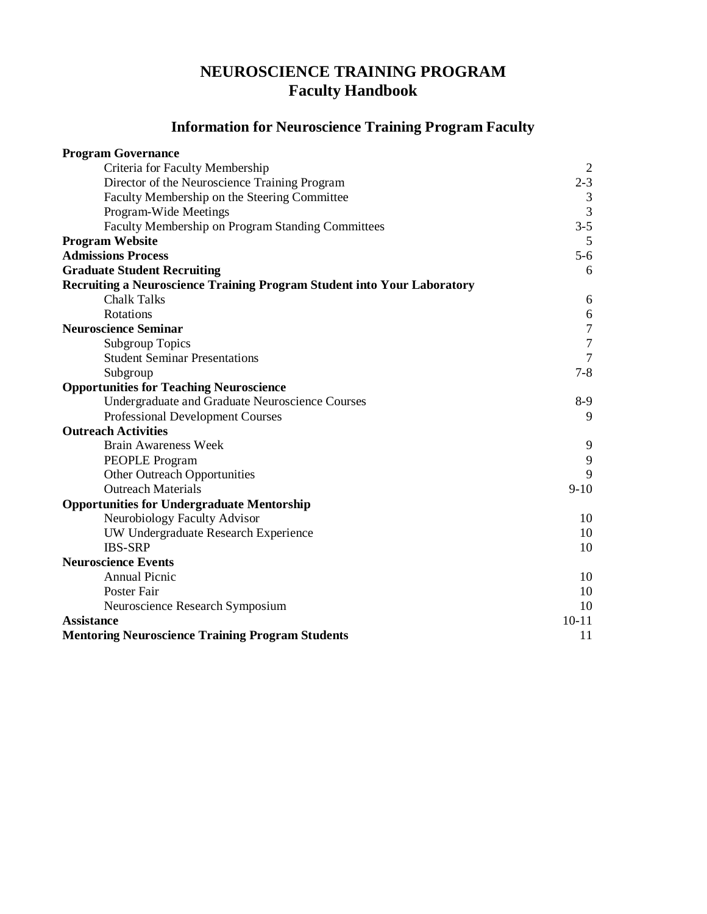# NEUROSCIENCE TRAINING PROGRAM
# Faculty Handbook

## Information for Neuroscience Training Program Faculty

| | |
|---|---|
| **Program Governance** | |
| Criteria for Faculty Membership | 2 |
| Director of the Neuroscience Training Program | 2-3 |
| Faculty Membership on the Steering Committee | 3 |
| Program-Wide Meetings | 3 |
| Faculty Membership on Program Standing Committees | 3-5 |
| **Program Website** | 5 |
| **Admissions Process** | 5-6 |
| **Graduate Student Recruiting** | 6 |
| **Recruiting a Neuroscience Training Program Student into Your Laboratory** | |
| Chalk Talks | 6 |
| Rotations | 6 |
| **Neuroscience Seminar** | 7 |
| Subgroup Topics | 7 |
| Student Seminar Presentations | 7 |
| Subgroup | 7-8 |
| **Opportunities for Teaching Neuroscience** | |
| Undergraduate and Graduate Neuroscience Courses | 8-9 |
| Professional Development Courses | 9 |
| **Outreach Activities** | |
| Brain Awareness Week | 9 |
| PEOPLE Program | 9 |
| Other Outreach Opportunities | 9 |
| Outreach Materials | 9-10 |
| **Opportunities for Undergraduate Mentorship** | |
| Neurobiology Faculty Advisor | 10 |
| UW Undergraduate Research Experience | 10 |
| IBS-SRP | 10 |
| **Neuroscience Events** | |
| Annual Picnic | 10 |
| Poster Fair | 10 |
| Neuroscience Research Symposium | 10 |
| **Assistance** | 10-11 |
| **Mentoring Neuroscience Training Program Students** | 11 |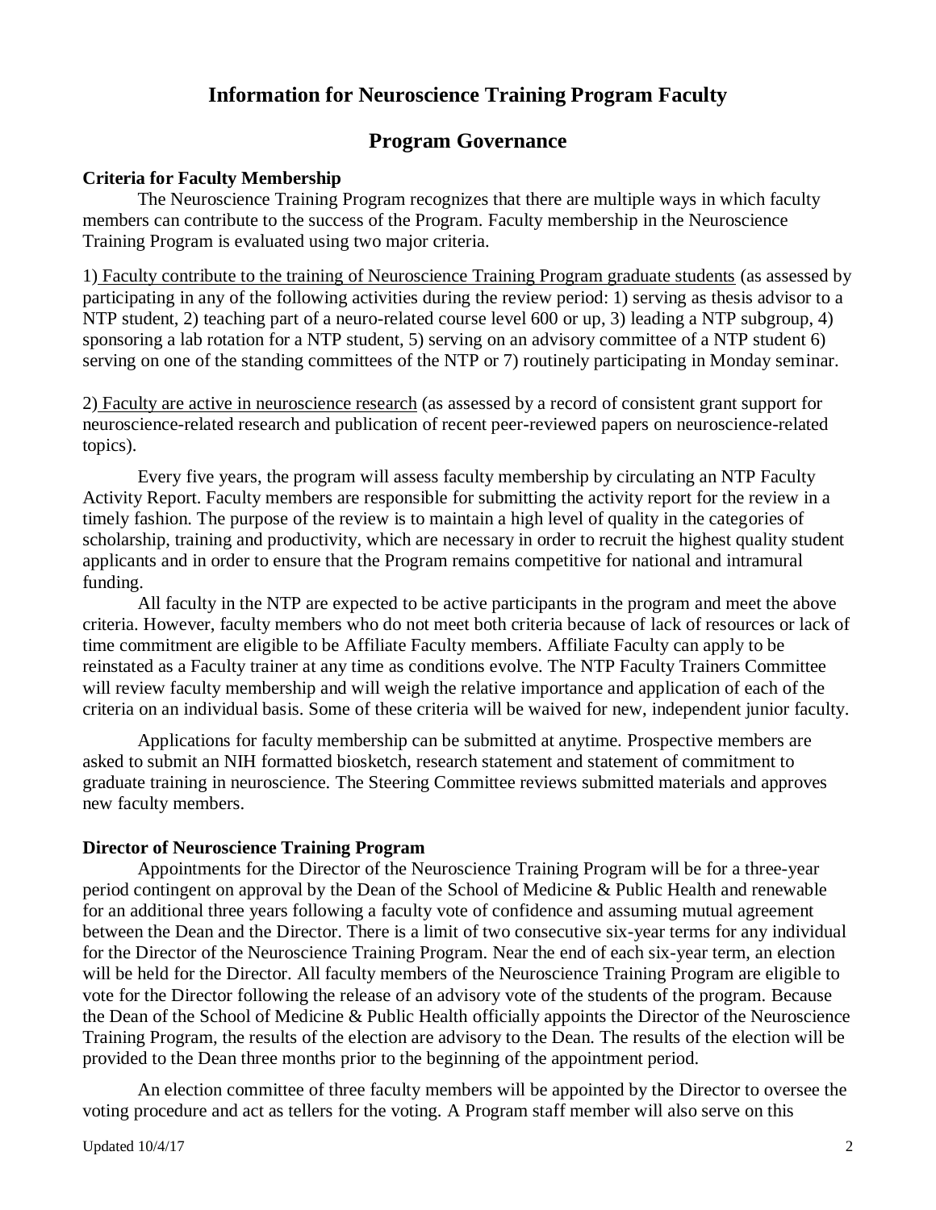# Information for Neuroscience Training Program Faculty

## Program Governance

### Criteria for Faculty Membership

The Neuroscience Training Program recognizes that there are multiple ways in which faculty members can contribute to the success of the Program. Faculty membership in the Neuroscience Training Program is evaluated using two major criteria.

1) Faculty contribute to the training of Neuroscience Training Program graduate students (as assessed by participating in any of the following activities during the review period: 1) serving as thesis advisor to a NTP student, 2) teaching part of a neuro-related course level 600 or up, 3) leading a NTP subgroup, 4) sponsoring a lab rotation for a NTP student, 5) serving on an advisory committee of a NTP student 6) serving on one of the standing committees of the NTP or 7) routinely participating in Monday seminar.

2) Faculty are active in neuroscience research (as assessed by a record of consistent grant support for neuroscience-related research and publication of recent peer-reviewed papers on neuroscience-related topics).

Every five years, the program will assess faculty membership by circulating an NTP Faculty Activity Report. Faculty members are responsible for submitting the activity report for the review in a timely fashion. The purpose of the review is to maintain a high level of quality in the categories of scholarship, training and productivity, which are necessary in order to recruit the highest quality student applicants and in order to ensure that the Program remains competitive for national and intramural funding.

All faculty in the NTP are expected to be active participants in the program and meet the above criteria. However, faculty members who do not meet both criteria because of lack of resources or lack of time commitment are eligible to be Affiliate Faculty members. Affiliate Faculty can apply to be reinstated as a Faculty trainer at any time as conditions evolve. The NTP Faculty Trainers Committee will review faculty membership and will weigh the relative importance and application of each of the criteria on an individual basis. Some of these criteria will be waived for new, independent junior faculty.

Applications for faculty membership can be submitted at anytime. Prospective members are asked to submit an NIH formatted biosketch, research statement and statement of commitment to graduate training in neuroscience. The Steering Committee reviews submitted materials and approves new faculty members.

### Director of Neuroscience Training Program

Appointments for the Director of the Neuroscience Training Program will be for a three-year period contingent on approval by the Dean of the School of Medicine & Public Health and renewable for an additional three years following a faculty vote of confidence and assuming mutual agreement between the Dean and the Director. There is a limit of two consecutive six-year terms for any individual for the Director of the Neuroscience Training Program. Near the end of each six-year term, an election will be held for the Director. All faculty members of the Neuroscience Training Program are eligible to vote for the Director following the release of an advisory vote of the students of the program. Because the Dean of the School of Medicine & Public Health officially appoints the Director of the Neuroscience Training Program, the results of the election are advisory to the Dean. The results of the election will be provided to the Dean three months prior to the beginning of the appointment period.

An election committee of three faculty members will be appointed by the Director to oversee the voting procedure and act as tellers for the voting. A Program staff member will also serve on this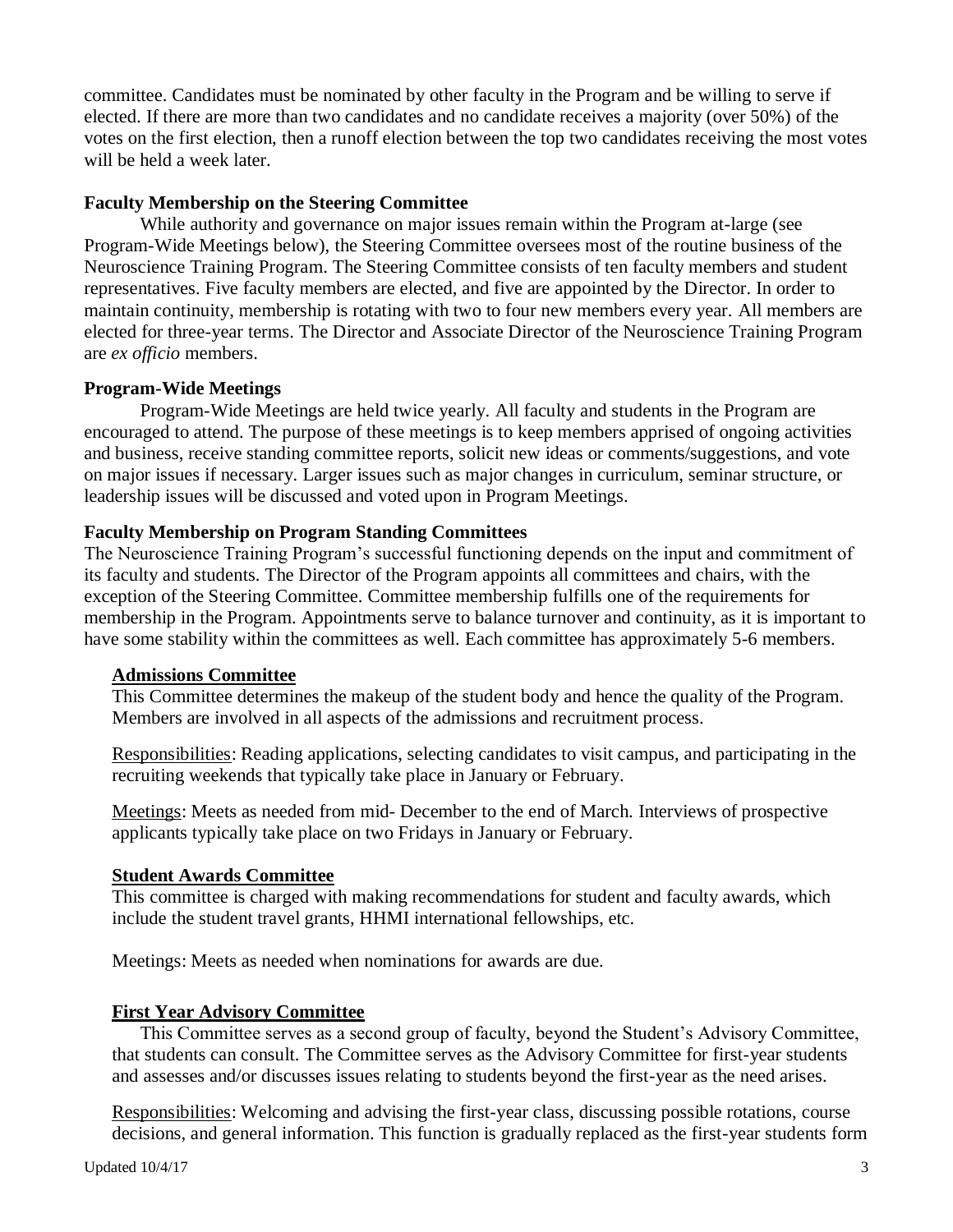committee. Candidates must be nominated by other faculty in the Program and be willing to serve if elected. If there are more than two candidates and no candidate receives a majority (over 50%) of the votes on the first election, then a runoff election between the top two candidates receiving the most votes will be held a week later.

**Faculty Membership on the Steering Committee**

While authority and governance on major issues remain within the Program at-large (see Program-Wide Meetings below), the Steering Committee oversees most of the routine business of the Neuroscience Training Program. The Steering Committee consists of ten faculty members and student representatives. Five faculty members are elected, and five are appointed by the Director. In order to maintain continuity, membership is rotating with two to four new members every year. All members are elected for three-year terms. The Director and Associate Director of the Neuroscience Training Program are *ex officio* members.

**Program-Wide Meetings**

Program-Wide Meetings are held twice yearly. All faculty and students in the Program are encouraged to attend. The purpose of these meetings is to keep members apprised of ongoing activities and business, receive standing committee reports, solicit new ideas or comments/suggestions, and vote on major issues if necessary. Larger issues such as major changes in curriculum, seminar structure, or leadership issues will be discussed and voted upon in Program Meetings.

**Faculty Membership on Program Standing Committees**

The Neuroscience Training Program's successful functioning depends on the input and commitment of its faculty and students. The Director of the Program appoints all committees and chairs, with the exception of the Steering Committee. Committee membership fulfills one of the requirements for membership in the Program. Appointments serve to balance turnover and continuity, as it is important to have some stability within the committees as well. Each committee has approximately 5-6 members.

**Admissions Committee**

This Committee determines the makeup of the student body and hence the quality of the Program. Members are involved in all aspects of the admissions and recruitment process.

Responsibilities: Reading applications, selecting candidates to visit campus, and participating in the recruiting weekends that typically take place in January or February.

Meetings: Meets as needed from mid- December to the end of March. Interviews of prospective applicants typically take place on two Fridays in January or February.

**Student Awards Committee**

This committee is charged with making recommendations for student and faculty awards, which include the student travel grants, HHMI international fellowships, etc.

Meetings: Meets as needed when nominations for awards are due.

**First Year Advisory Committee**

This Committee serves as a second group of faculty, beyond the Student's Advisory Committee, that students can consult. The Committee serves as the Advisory Committee for first-year students and assesses and/or discusses issues relating to students beyond the first-year as the need arises.

Responsibilities: Welcoming and advising the first-year class, discussing possible rotations, course decisions, and general information. This function is gradually replaced as the first-year students form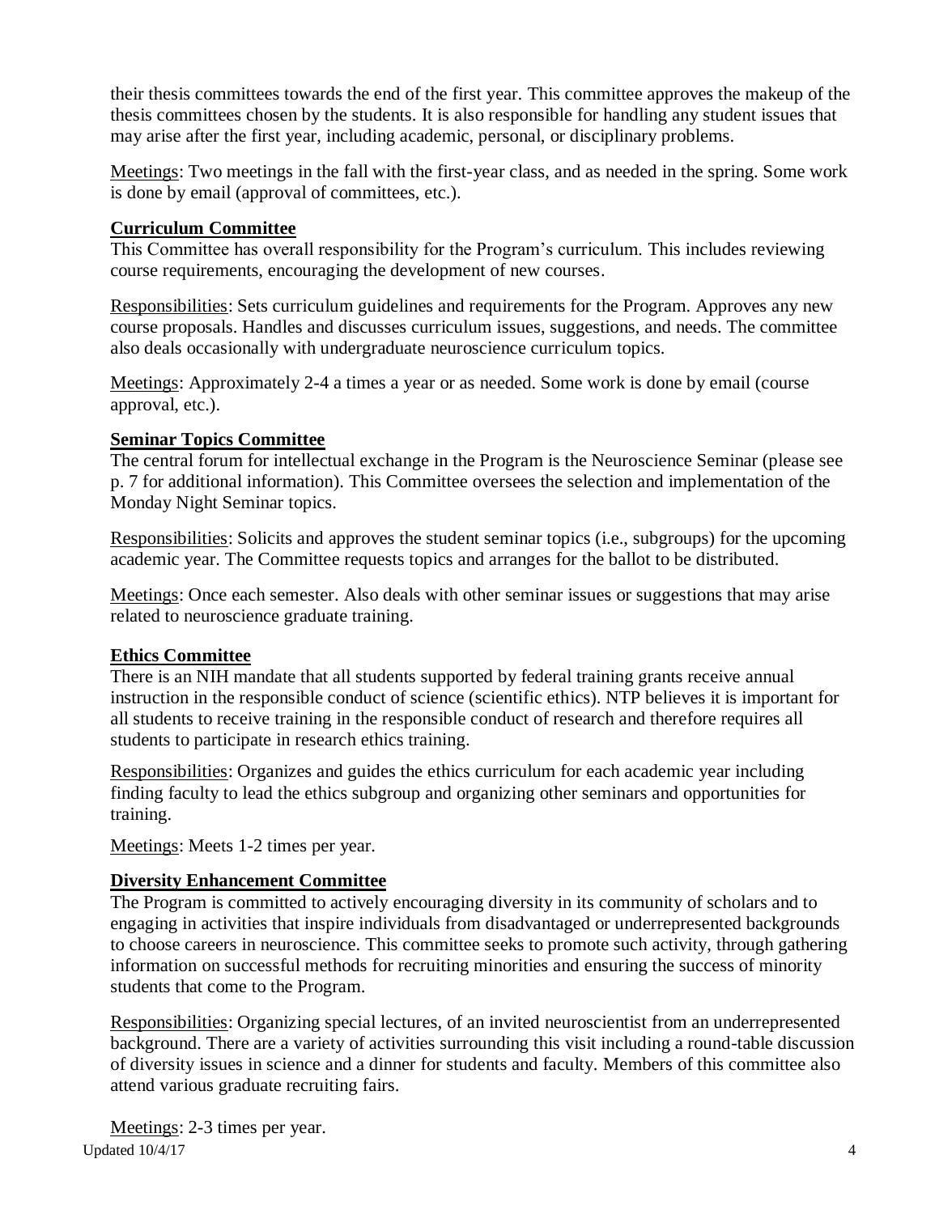their thesis committees towards the end of the first year. This committee approves the makeup of the thesis committees chosen by the students. It is also responsible for handling any student issues that may arise after the first year, including academic, personal, or disciplinary problems.

<u>Meetings</u>: Two meetings in the fall with the first-year class, and as needed in the spring. Some work is done by email (approval of committees, etc.).

### Curriculum Committee

This Committee has overall responsibility for the Program's curriculum. This includes reviewing course requirements, encouraging the development of new courses.

<u>Responsibilities</u>: Sets curriculum guidelines and requirements for the Program. Approves any new course proposals. Handles and discusses curriculum issues, suggestions, and needs. The committee also deals occasionally with undergraduate neuroscience curriculum topics.

<u>Meetings</u>: Approximately 2-4 a times a year or as needed. Some work is done by email (course approval, etc.).

### Seminar Topics Committee

The central forum for intellectual exchange in the Program is the Neuroscience Seminar (please see p. 7 for additional information). This Committee oversees the selection and implementation of the Monday Night Seminar topics.

<u>Responsibilities</u>: Solicits and approves the student seminar topics (i.e., subgroups) for the upcoming academic year. The Committee requests topics and arranges for the ballot to be distributed.

<u>Meetings</u>: Once each semester. Also deals with other seminar issues or suggestions that may arise related to neuroscience graduate training.

### Ethics Committee

There is an NIH mandate that all students supported by federal training grants receive annual instruction in the responsible conduct of science (scientific ethics). NTP believes it is important for all students to receive training in the responsible conduct of research and therefore requires all students to participate in research ethics training.

<u>Responsibilities</u>: Organizes and guides the ethics curriculum for each academic year including finding faculty to lead the ethics subgroup and organizing other seminars and opportunities for training.

<u>Meetings</u>: Meets 1-2 times per year.

### Diversity Enhancement Committee

The Program is committed to actively encouraging diversity in its community of scholars and to engaging in activities that inspire individuals from disadvantaged or underrepresented backgrounds to choose careers in neuroscience. This committee seeks to promote such activity, through gathering information on successful methods for recruiting minorities and ensuring the success of minority students that come to the Program.

<u>Responsibilities</u>: Organizing special lectures, of an invited neuroscientist from an underrepresented background. There are a variety of activities surrounding this visit including a round-table discussion of diversity issues in science and a dinner for students and faculty. Members of this committee also attend various graduate recruiting fairs.

<u>Meetings</u>: 2-3 times per year.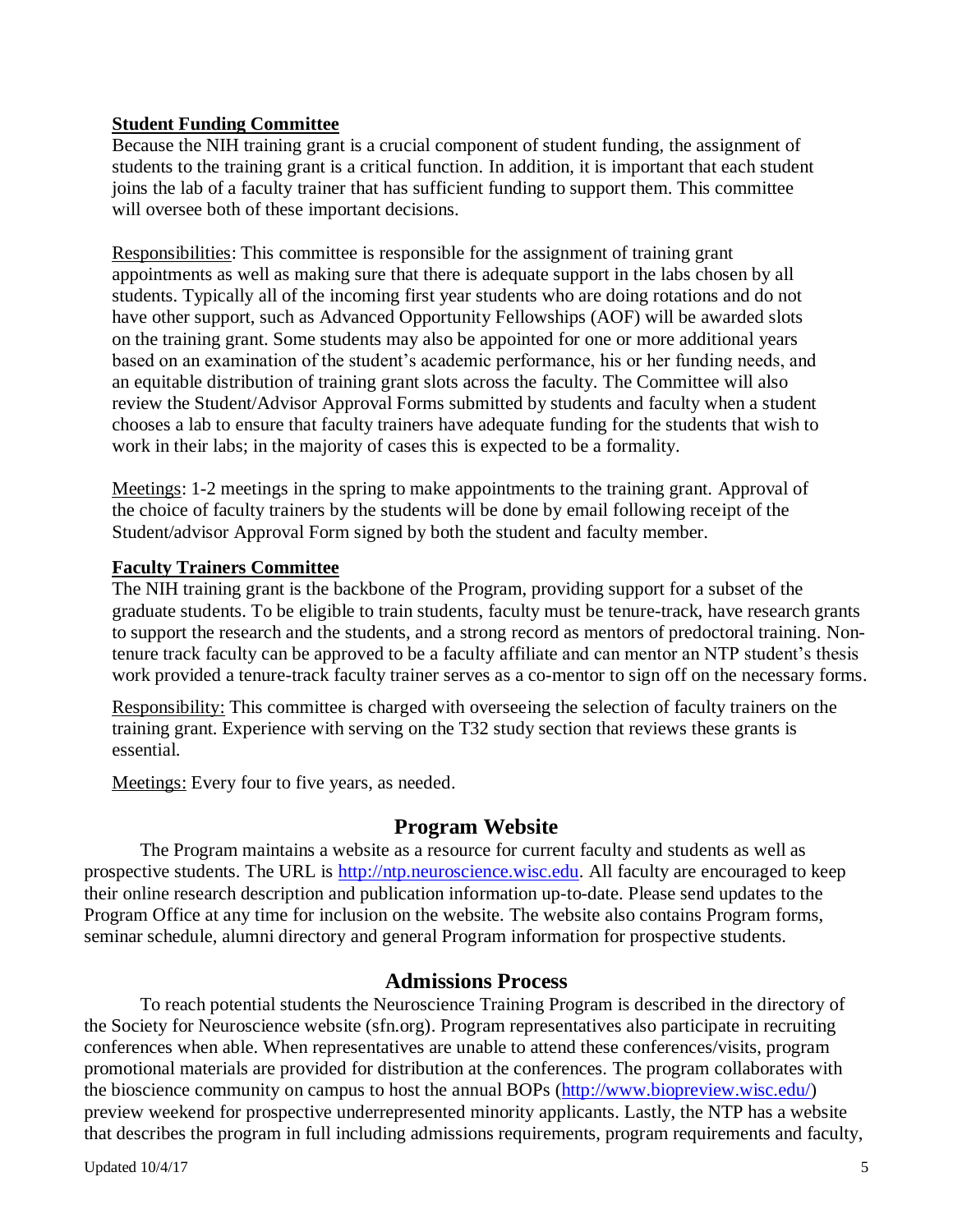**Student Funding Committee**

Because the NIH training grant is a crucial component of student funding, the assignment of students to the training grant is a critical function. In addition, it is important that each student joins the lab of a faculty trainer that has sufficient funding to support them. This committee will oversee both of these important decisions.

Responsibilities: This committee is responsible for the assignment of training grant appointments as well as making sure that there is adequate support in the labs chosen by all students. Typically all of the incoming first year students who are doing rotations and do not have other support, such as Advanced Opportunity Fellowships (AOF) will be awarded slots on the training grant. Some students may also be appointed for one or more additional years based on an examination of the student's academic performance, his or her funding needs, and an equitable distribution of training grant slots across the faculty. The Committee will also review the Student/Advisor Approval Forms submitted by students and faculty when a student chooses a lab to ensure that faculty trainers have adequate funding for the students that wish to work in their labs; in the majority of cases this is expected to be a formality.

Meetings: 1-2 meetings in the spring to make appointments to the training grant. Approval of the choice of faculty trainers by the students will be done by email following receipt of the Student/advisor Approval Form signed by both the student and faculty member.

**Faculty Trainers Committee**

The NIH training grant is the backbone of the Program, providing support for a subset of the graduate students. To be eligible to train students, faculty must be tenure-track, have research grants to support the research and the students, and a strong record as mentors of predoctoral training. Non-tenure track faculty can be approved to be a faculty affiliate and can mentor an NTP student's thesis work provided a tenure-track faculty trainer serves as a co-mentor to sign off on the necessary forms.

Responsibility: This committee is charged with overseeing the selection of faculty trainers on the training grant. Experience with serving on the T32 study section that reviews these grants is essential.

Meetings: Every four to five years, as needed.

## Program Website

The Program maintains a website as a resource for current faculty and students as well as prospective students. The URL is http://ntp.neuroscience.wisc.edu. All faculty are encouraged to keep their online research description and publication information up-to-date. Please send updates to the Program Office at any time for inclusion on the website. The website also contains Program forms, seminar schedule, alumni directory and general Program information for prospective students.

## Admissions Process

To reach potential students the Neuroscience Training Program is described in the directory of the Society for Neuroscience website (sfn.org). Program representatives also participate in recruiting conferences when able. When representatives are unable to attend these conferences/visits, program promotional materials are provided for distribution at the conferences. The program collaborates with the bioscience community on campus to host the annual BOPs (http://www.biopreview.wisc.edu/) preview weekend for prospective underrepresented minority applicants. Lastly, the NTP has a website that describes the program in full including admissions requirements, program requirements and faculty,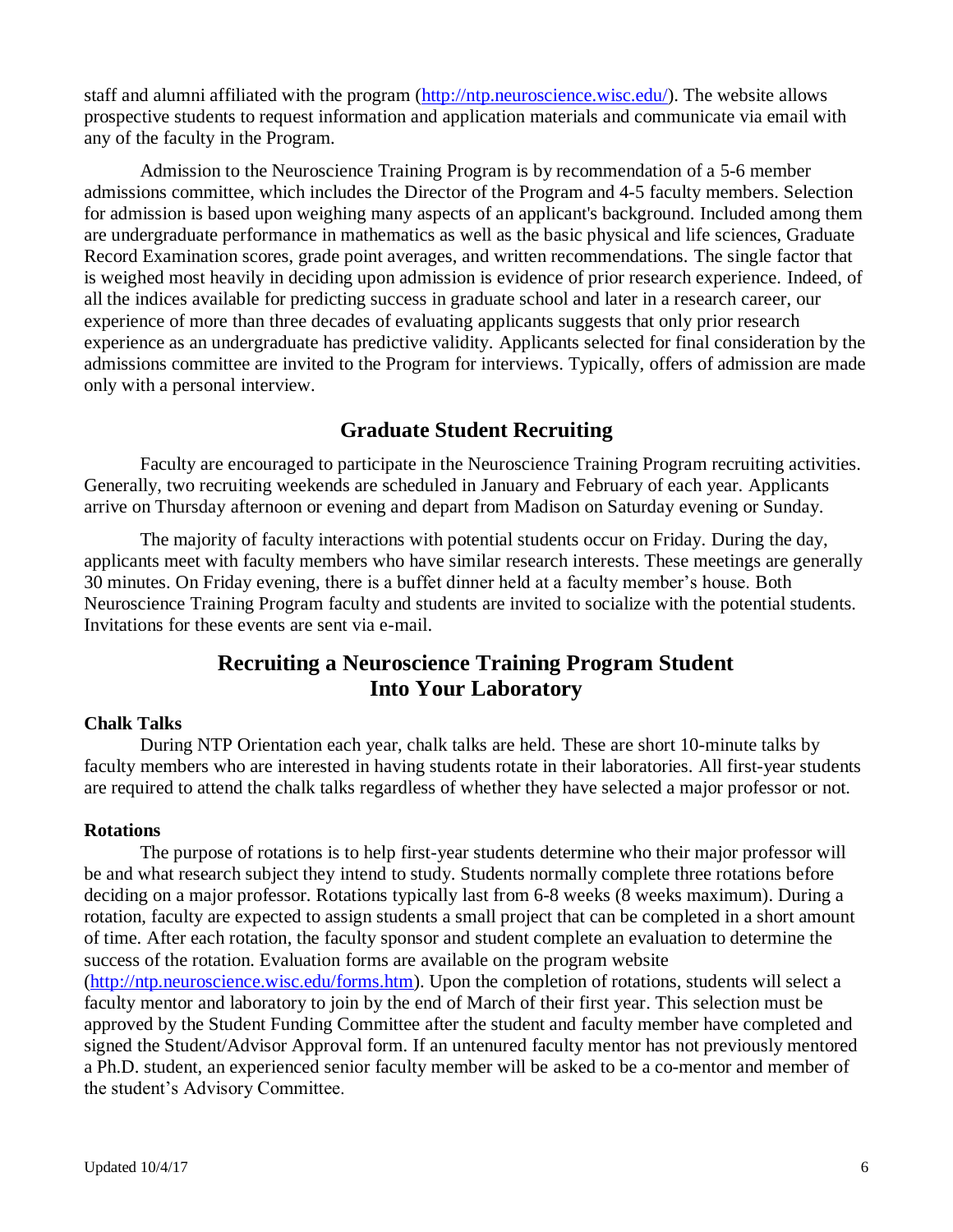staff and alumni affiliated with the program (http://ntp.neuroscience.wisc.edu/). The website allows prospective students to request information and application materials and communicate via email with any of the faculty in the Program.

Admission to the Neuroscience Training Program is by recommendation of a 5-6 member admissions committee, which includes the Director of the Program and 4-5 faculty members. Selection for admission is based upon weighing many aspects of an applicant's background. Included among them are undergraduate performance in mathematics as well as the basic physical and life sciences, Graduate Record Examination scores, grade point averages, and written recommendations. The single factor that is weighed most heavily in deciding upon admission is evidence of prior research experience. Indeed, of all the indices available for predicting success in graduate school and later in a research career, our experience of more than three decades of evaluating applicants suggests that only prior research experience as an undergraduate has predictive validity. Applicants selected for final consideration by the admissions committee are invited to the Program for interviews. Typically, offers of admission are made only with a personal interview.

## Graduate Student Recruiting

Faculty are encouraged to participate in the Neuroscience Training Program recruiting activities. Generally, two recruiting weekends are scheduled in January and February of each year. Applicants arrive on Thursday afternoon or evening and depart from Madison on Saturday evening or Sunday.

The majority of faculty interactions with potential students occur on Friday. During the day, applicants meet with faculty members who have similar research interests. These meetings are generally 30 minutes. On Friday evening, there is a buffet dinner held at a faculty member's house. Both Neuroscience Training Program faculty and students are invited to socialize with the potential students. Invitations for these events are sent via e-mail.

## Recruiting a Neuroscience Training Program Student Into Your Laboratory

**Chalk Talks**

During NTP Orientation each year, chalk talks are held. These are short 10-minute talks by faculty members who are interested in having students rotate in their laboratories. All first-year students are required to attend the chalk talks regardless of whether they have selected a major professor or not.

**Rotations**

The purpose of rotations is to help first-year students determine who their major professor will be and what research subject they intend to study. Students normally complete three rotations before deciding on a major professor. Rotations typically last from 6-8 weeks (8 weeks maximum). During a rotation, faculty are expected to assign students a small project that can be completed in a short amount of time. After each rotation, the faculty sponsor and student complete an evaluation to determine the success of the rotation. Evaluation forms are available on the program website (http://ntp.neuroscience.wisc.edu/forms.htm). Upon the completion of rotations, students will select a faculty mentor and laboratory to join by the end of March of their first year. This selection must be approved by the Student Funding Committee after the student and faculty member have completed and signed the Student/Advisor Approval form. If an untenured faculty mentor has not previously mentored a Ph.D. student, an experienced senior faculty member will be asked to be a co-mentor and member of the student's Advisory Committee.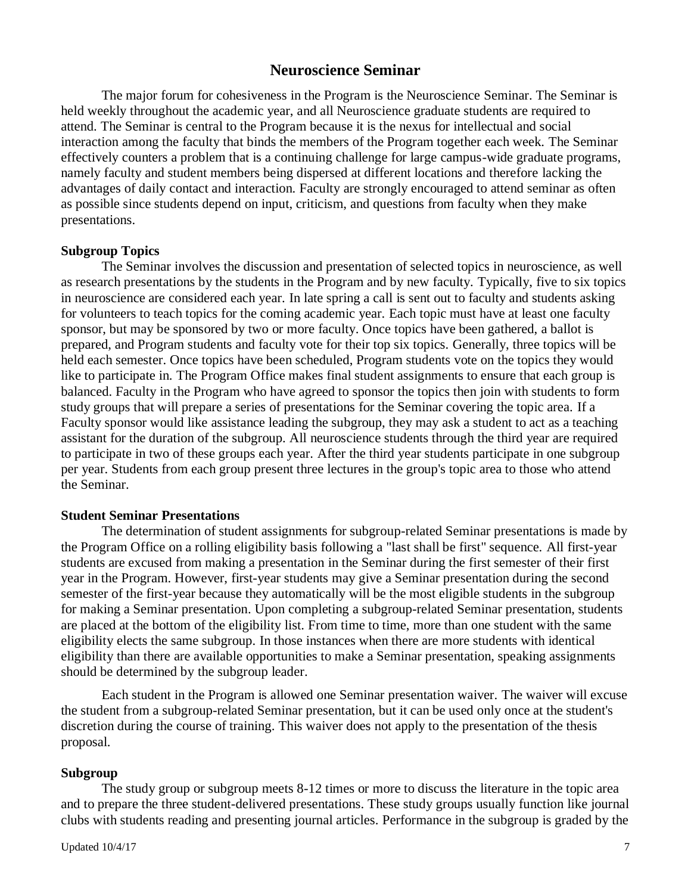## Neuroscience Seminar

The major forum for cohesiveness in the Program is the Neuroscience Seminar. The Seminar is held weekly throughout the academic year, and all Neuroscience graduate students are required to attend. The Seminar is central to the Program because it is the nexus for intellectual and social interaction among the faculty that binds the members of the Program together each week. The Seminar effectively counters a problem that is a continuing challenge for large campus-wide graduate programs, namely faculty and student members being dispersed at different locations and therefore lacking the advantages of daily contact and interaction. Faculty are strongly encouraged to attend seminar as often as possible since students depend on input, criticism, and questions from faculty when they make presentations.

### Subgroup Topics

The Seminar involves the discussion and presentation of selected topics in neuroscience, as well as research presentations by the students in the Program and by new faculty. Typically, five to six topics in neuroscience are considered each year. In late spring a call is sent out to faculty and students asking for volunteers to teach topics for the coming academic year. Each topic must have at least one faculty sponsor, but may be sponsored by two or more faculty. Once topics have been gathered, a ballot is prepared, and Program students and faculty vote for their top six topics. Generally, three topics will be held each semester. Once topics have been scheduled, Program students vote on the topics they would like to participate in. The Program Office makes final student assignments to ensure that each group is balanced. Faculty in the Program who have agreed to sponsor the topics then join with students to form study groups that will prepare a series of presentations for the Seminar covering the topic area. If a Faculty sponsor would like assistance leading the subgroup, they may ask a student to act as a teaching assistant for the duration of the subgroup. All neuroscience students through the third year are required to participate in two of these groups each year. After the third year students participate in one subgroup per year. Students from each group present three lectures in the group's topic area to those who attend the Seminar.

### Student Seminar Presentations

The determination of student assignments for subgroup-related Seminar presentations is made by the Program Office on a rolling eligibility basis following a "last shall be first" sequence. All first-year students are excused from making a presentation in the Seminar during the first semester of their first year in the Program. However, first-year students may give a Seminar presentation during the second semester of the first-year because they automatically will be the most eligible students in the subgroup for making a Seminar presentation. Upon completing a subgroup-related Seminar presentation, students are placed at the bottom of the eligibility list. From time to time, more than one student with the same eligibility elects the same subgroup. In those instances when there are more students with identical eligibility than there are available opportunities to make a Seminar presentation, speaking assignments should be determined by the subgroup leader.

Each student in the Program is allowed one Seminar presentation waiver. The waiver will excuse the student from a subgroup-related Seminar presentation, but it can be used only once at the student's discretion during the course of training. This waiver does not apply to the presentation of the thesis proposal.

### Subgroup

The study group or subgroup meets 8-12 times or more to discuss the literature in the topic area and to prepare the three student-delivered presentations. These study groups usually function like journal clubs with students reading and presenting journal articles. Performance in the subgroup is graded by the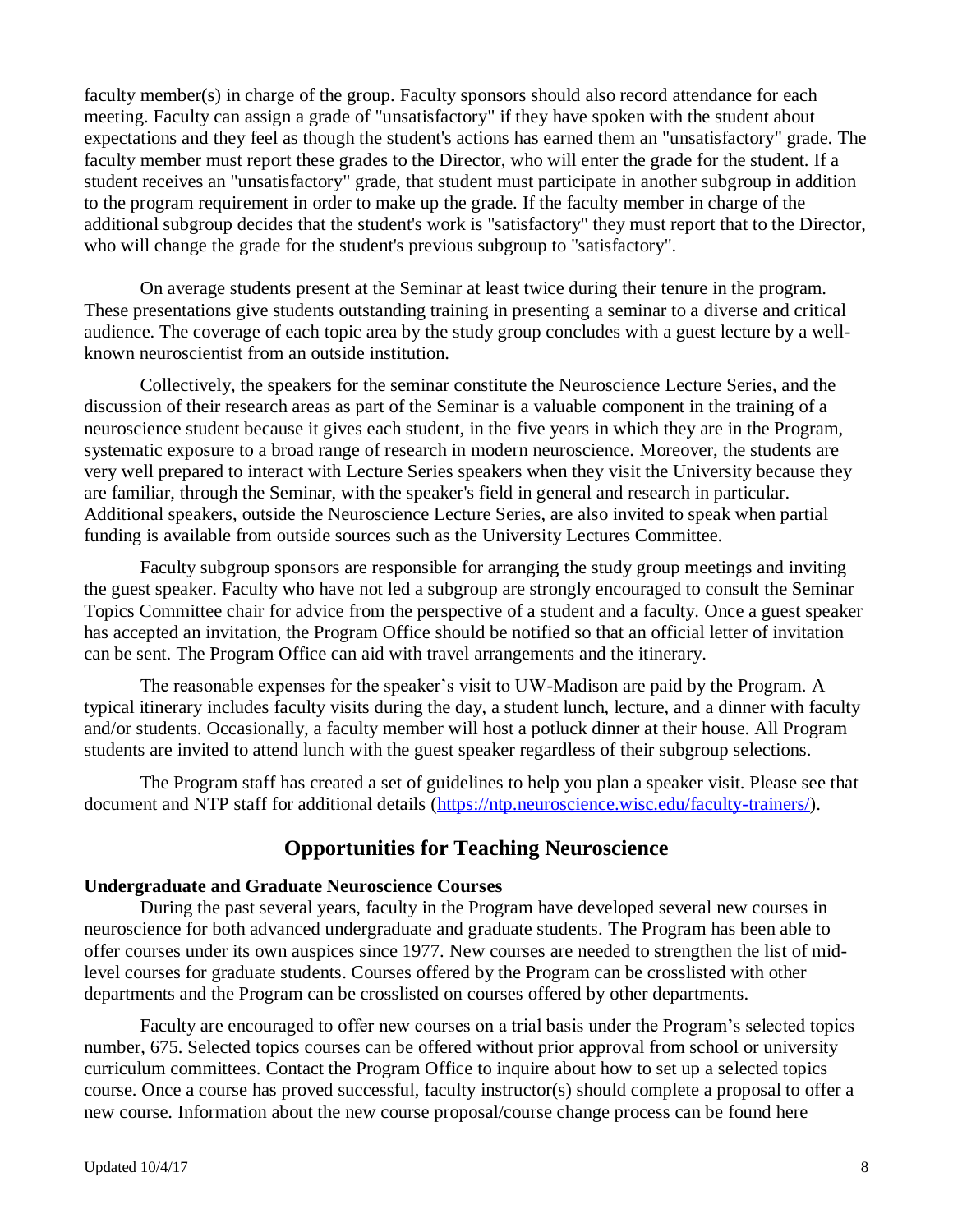faculty member(s) in charge of the group. Faculty sponsors should also record attendance for each meeting. Faculty can assign a grade of "unsatisfactory" if they have spoken with the student about expectations and they feel as though the student's actions has earned them an "unsatisfactory" grade. The faculty member must report these grades to the Director, who will enter the grade for the student. If a student receives an "unsatisfactory" grade, that student must participate in another subgroup in addition to the program requirement in order to make up the grade. If the faculty member in charge of the additional subgroup decides that the student's work is "satisfactory" they must report that to the Director, who will change the grade for the student's previous subgroup to "satisfactory".

On average students present at the Seminar at least twice during their tenure in the program. These presentations give students outstanding training in presenting a seminar to a diverse and critical audience. The coverage of each topic area by the study group concludes with a guest lecture by a well-known neuroscientist from an outside institution.

Collectively, the speakers for the seminar constitute the Neuroscience Lecture Series, and the discussion of their research areas as part of the Seminar is a valuable component in the training of a neuroscience student because it gives each student, in the five years in which they are in the Program, systematic exposure to a broad range of research in modern neuroscience. Moreover, the students are very well prepared to interact with Lecture Series speakers when they visit the University because they are familiar, through the Seminar, with the speaker's field in general and research in particular. Additional speakers, outside the Neuroscience Lecture Series, are also invited to speak when partial funding is available from outside sources such as the University Lectures Committee.

Faculty subgroup sponsors are responsible for arranging the study group meetings and inviting the guest speaker. Faculty who have not led a subgroup are strongly encouraged to consult the Seminar Topics Committee chair for advice from the perspective of a student and a faculty. Once a guest speaker has accepted an invitation, the Program Office should be notified so that an official letter of invitation can be sent. The Program Office can aid with travel arrangements and the itinerary.

The reasonable expenses for the speaker's visit to UW-Madison are paid by the Program. A typical itinerary includes faculty visits during the day, a student lunch, lecture, and a dinner with faculty and/or students. Occasionally, a faculty member will host a potluck dinner at their house. All Program students are invited to attend lunch with the guest speaker regardless of their subgroup selections.

The Program staff has created a set of guidelines to help you plan a speaker visit. Please see that document and NTP staff for additional details (https://ntp.neuroscience.wisc.edu/faculty-trainers/).

## Opportunities for Teaching Neuroscience

**Undergraduate and Graduate Neuroscience Courses**

During the past several years, faculty in the Program have developed several new courses in neuroscience for both advanced undergraduate and graduate students. The Program has been able to offer courses under its own auspices since 1977. New courses are needed to strengthen the list of mid-level courses for graduate students. Courses offered by the Program can be crosslisted with other departments and the Program can be crosslisted on courses offered by other departments.

Faculty are encouraged to offer new courses on a trial basis under the Program's selected topics number, 675. Selected topics courses can be offered without prior approval from school or university curriculum committees. Contact the Program Office to inquire about how to set up a selected topics course. Once a course has proved successful, faculty instructor(s) should complete a proposal to offer a new course. Information about the new course proposal/course change process can be found here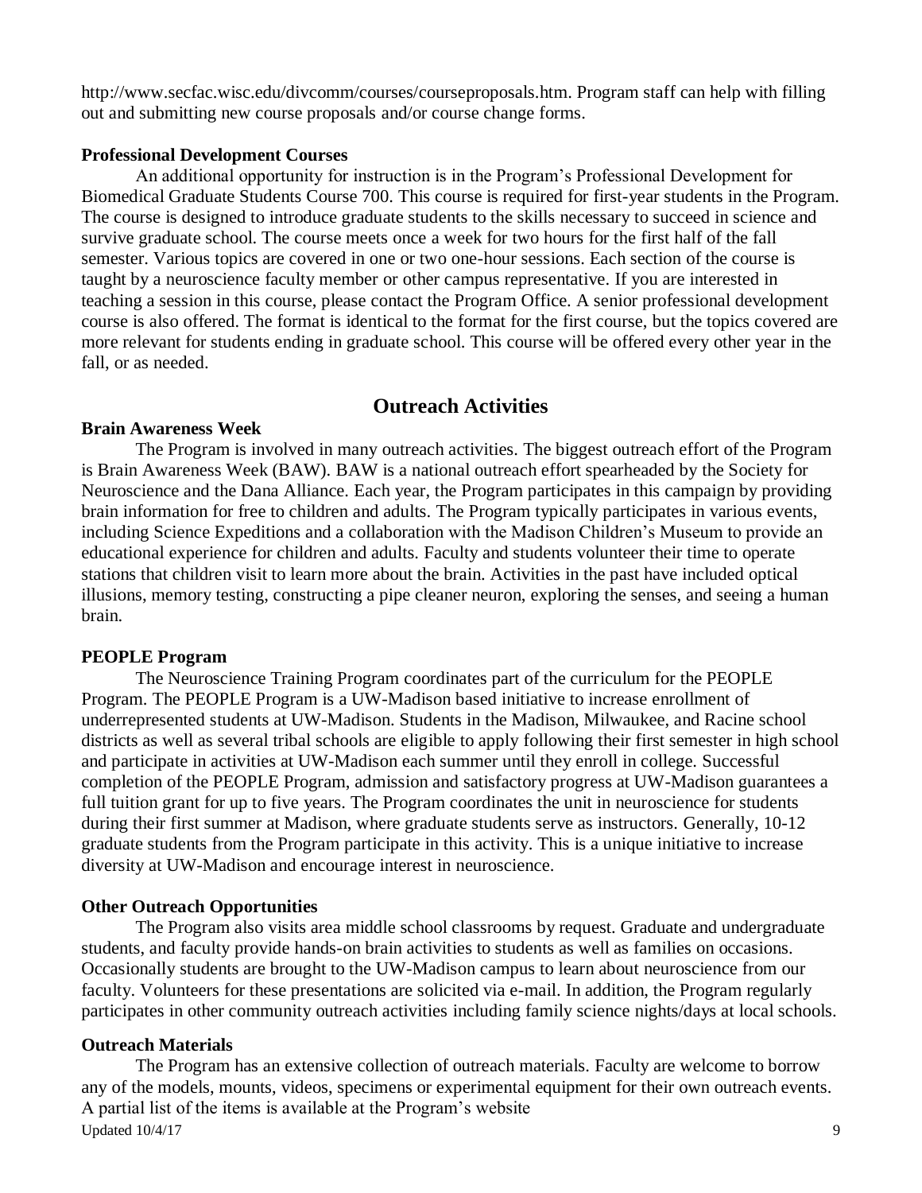http://www.secfac.wisc.edu/divcomm/courses/courseproposals.htm. Program staff can help with filling out and submitting new course proposals and/or course change forms.

**Professional Development Courses**

An additional opportunity for instruction is in the Program's Professional Development for Biomedical Graduate Students Course 700. This course is required for first-year students in the Program. The course is designed to introduce graduate students to the skills necessary to succeed in science and survive graduate school. The course meets once a week for two hours for the first half of the fall semester. Various topics are covered in one or two one-hour sessions. Each section of the course is taught by a neuroscience faculty member or other campus representative. If you are interested in teaching a session in this course, please contact the Program Office. A senior professional development course is also offered. The format is identical to the format for the first course, but the topics covered are more relevant for students ending in graduate school. This course will be offered every other year in the fall, or as needed.

## Outreach Activities

**Brain Awareness Week**

The Program is involved in many outreach activities. The biggest outreach effort of the Program is Brain Awareness Week (BAW). BAW is a national outreach effort spearheaded by the Society for Neuroscience and the Dana Alliance. Each year, the Program participates in this campaign by providing brain information for free to children and adults. The Program typically participates in various events, including Science Expeditions and a collaboration with the Madison Children's Museum to provide an educational experience for children and adults. Faculty and students volunteer their time to operate stations that children visit to learn more about the brain. Activities in the past have included optical illusions, memory testing, constructing a pipe cleaner neuron, exploring the senses, and seeing a human brain.

**PEOPLE Program**

The Neuroscience Training Program coordinates part of the curriculum for the PEOPLE Program. The PEOPLE Program is a UW-Madison based initiative to increase enrollment of underrepresented students at UW-Madison. Students in the Madison, Milwaukee, and Racine school districts as well as several tribal schools are eligible to apply following their first semester in high school and participate in activities at UW-Madison each summer until they enroll in college. Successful completion of the PEOPLE Program, admission and satisfactory progress at UW-Madison guarantees a full tuition grant for up to five years. The Program coordinates the unit in neuroscience for students during their first summer at Madison, where graduate students serve as instructors. Generally, 10-12 graduate students from the Program participate in this activity. This is a unique initiative to increase diversity at UW-Madison and encourage interest in neuroscience.

**Other Outreach Opportunities**

The Program also visits area middle school classrooms by request. Graduate and undergraduate students, and faculty provide hands-on brain activities to students as well as families on occasions. Occasionally students are brought to the UW-Madison campus to learn about neuroscience from our faculty. Volunteers for these presentations are solicited via e-mail. In addition, the Program regularly participates in other community outreach activities including family science nights/days at local schools.

**Outreach Materials**

The Program has an extensive collection of outreach materials. Faculty are welcome to borrow any of the models, mounts, videos, specimens or experimental equipment for their own outreach events. A partial list of the items is available at the Program's website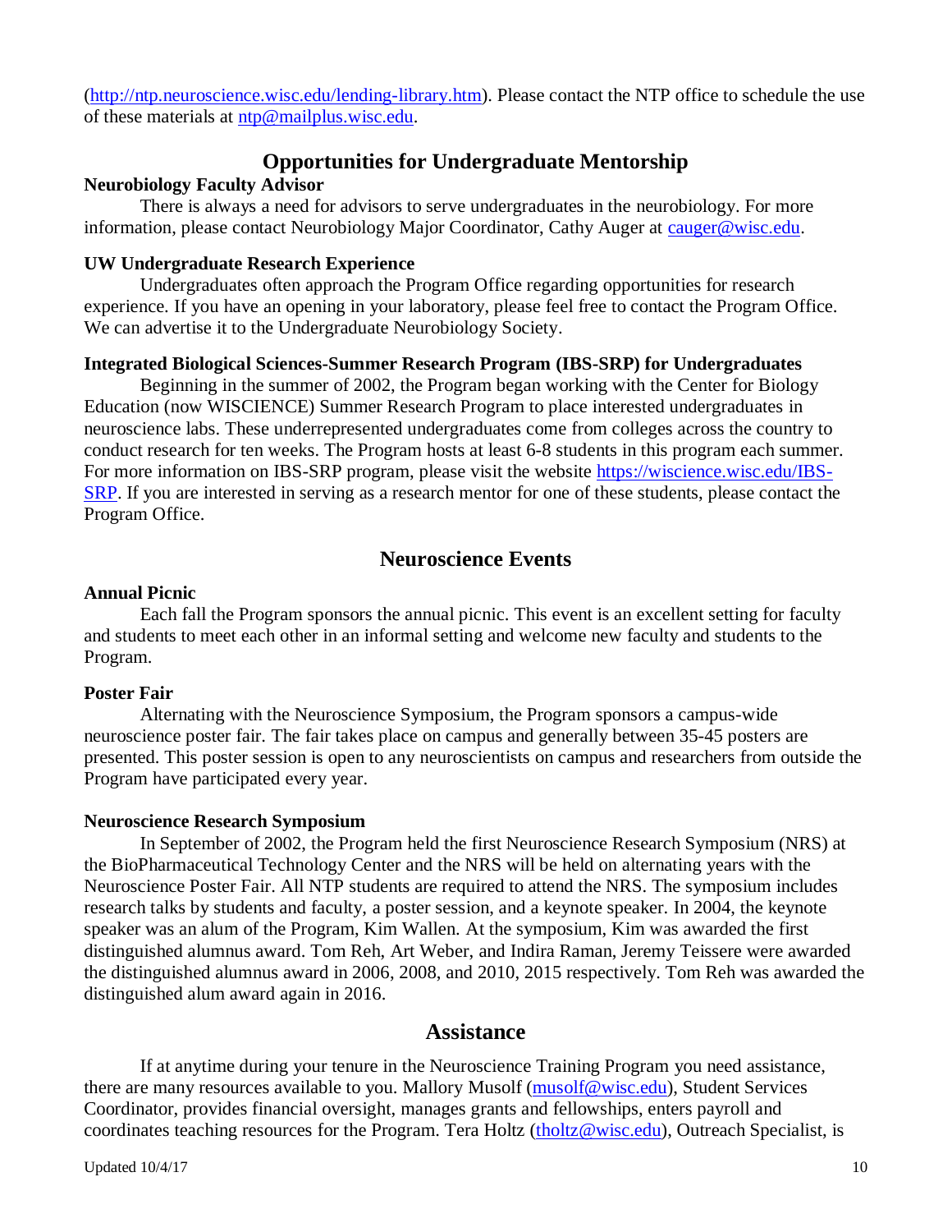(http://ntp.neuroscience.wisc.edu/lending-library.htm). Please contact the NTP office to schedule the use of these materials at ntp@mailplus.wisc.edu.

## Opportunities for Undergraduate Mentorship

**Neurobiology Faculty Advisor**

There is always a need for advisors to serve undergraduates in the neurobiology. For more information, please contact Neurobiology Major Coordinator, Cathy Auger at cauger@wisc.edu.

**UW Undergraduate Research Experience**

Undergraduates often approach the Program Office regarding opportunities for research experience. If you have an opening in your laboratory, please feel free to contact the Program Office. We can advertise it to the Undergraduate Neurobiology Society.

**Integrated Biological Sciences-Summer Research Program (IBS-SRP) for Undergraduates**

Beginning in the summer of 2002, the Program began working with the Center for Biology Education (now WISCIENCE) Summer Research Program to place interested undergraduates in neuroscience labs. These underrepresented undergraduates come from colleges across the country to conduct research for ten weeks. The Program hosts at least 6-8 students in this program each summer. For more information on IBS-SRP program, please visit the website https://wiscience.wisc.edu/IBS-SRP. If you are interested in serving as a research mentor for one of these students, please contact the Program Office.

## Neuroscience Events

**Annual Picnic**

Each fall the Program sponsors the annual picnic. This event is an excellent setting for faculty and students to meet each other in an informal setting and welcome new faculty and students to the Program.

**Poster Fair**

Alternating with the Neuroscience Symposium, the Program sponsors a campus-wide neuroscience poster fair. The fair takes place on campus and generally between 35-45 posters are presented. This poster session is open to any neuroscientists on campus and researchers from outside the Program have participated every year.

**Neuroscience Research Symposium**

In September of 2002, the Program held the first Neuroscience Research Symposium (NRS) at the BioPharmaceutical Technology Center and the NRS will be held on alternating years with the Neuroscience Poster Fair. All NTP students are required to attend the NRS. The symposium includes research talks by students and faculty, a poster session, and a keynote speaker. In 2004, the keynote speaker was an alum of the Program, Kim Wallen. At the symposium, Kim was awarded the first distinguished alumnus award. Tom Reh, Art Weber, and Indira Raman, Jeremy Teissere were awarded the distinguished alumnus award in 2006, 2008, and 2010, 2015 respectively. Tom Reh was awarded the distinguished alum award again in 2016.

## Assistance

If at anytime during your tenure in the Neuroscience Training Program you need assistance, there are many resources available to you. Mallory Musolf (musolf@wisc.edu), Student Services Coordinator, provides financial oversight, manages grants and fellowships, enters payroll and coordinates teaching resources for the Program. Tera Holtz (tholtz@wisc.edu), Outreach Specialist, is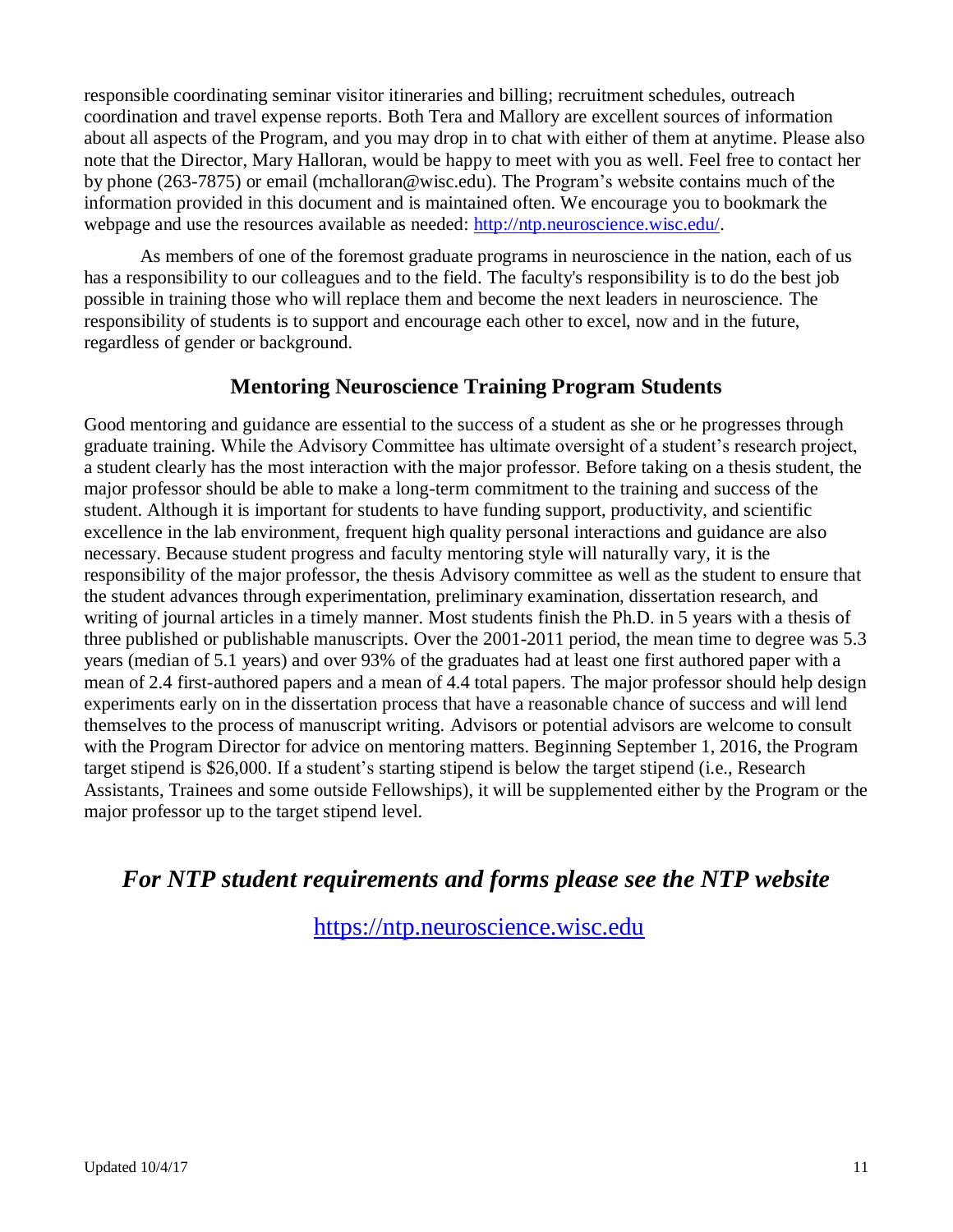responsible coordinating seminar visitor itineraries and billing; recruitment schedules, outreach coordination and travel expense reports. Both Tera and Mallory are excellent sources of information about all aspects of the Program, and you may drop in to chat with either of them at anytime. Please also note that the Director, Mary Halloran, would be happy to meet with you as well. Feel free to contact her by phone (263-7875) or email (mchalloran@wisc.edu). The Program's website contains much of the information provided in this document and is maintained often. We encourage you to bookmark the webpage and use the resources available as needed: [http://ntp.neuroscience.wisc.edu/](http://ntp.neuroscience.wisc.edu/).

As members of one of the foremost graduate programs in neuroscience in the nation, each of us has a responsibility to our colleagues and to the field. The faculty's responsibility is to do the best job possible in training those who will replace them and become the next leaders in neuroscience. The responsibility of students is to support and encourage each other to excel, now and in the future, regardless of gender or background.

## Mentoring Neuroscience Training Program Students

Good mentoring and guidance are essential to the success of a student as she or he progresses through graduate training. While the Advisory Committee has ultimate oversight of a student's research project, a student clearly has the most interaction with the major professor. Before taking on a thesis student, the major professor should be able to make a long-term commitment to the training and success of the student. Although it is important for students to have funding support, productivity, and scientific excellence in the lab environment, frequent high quality personal interactions and guidance are also necessary. Because student progress and faculty mentoring style will naturally vary, it is the responsibility of the major professor, the thesis Advisory committee as well as the student to ensure that the student advances through experimentation, preliminary examination, dissertation research, and writing of journal articles in a timely manner. Most students finish the Ph.D. in 5 years with a thesis of three published or publishable manuscripts. Over the 2001-2011 period, the mean time to degree was 5.3 years (median of 5.1 years) and over 93% of the graduates had at least one first authored paper with a mean of 2.4 first-authored papers and a mean of 4.4 total papers. The major professor should help design experiments early on in the dissertation process that have a reasonable chance of success and will lend themselves to the process of manuscript writing. Advisors or potential advisors are welcome to consult with the Program Director for advice on mentoring matters. Beginning September 1, 2016, the Program target stipend is $26,000. If a student's starting stipend is below the target stipend (i.e., Research Assistants, Trainees and some outside Fellowships), it will be supplemented either by the Program or the major professor up to the target stipend level.

## *For NTP student requirements and forms please see the NTP website*

[https://ntp.neuroscience.wisc.edu](https://ntp.neuroscience.wisc.edu)